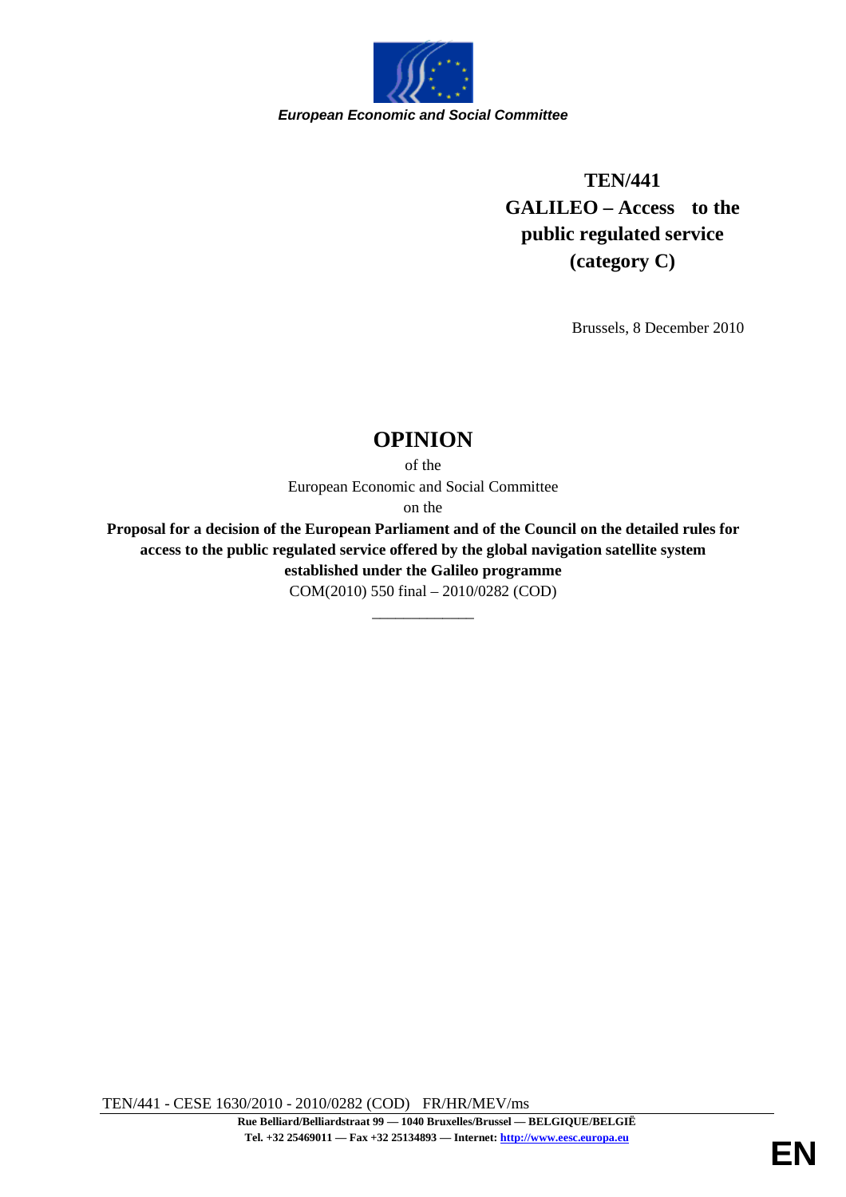*European Economic and Social Committee*

**TEN/441**
**GALILEO – Access to the public regulated service (category C)**

Brussels, 8 December 2010

# OPINION

of the

European Economic and Social Committee

on the

**Proposal for a decision of the European Parliament and of the Council on the detailed rules for access to the public regulated service offered by the global navigation satellite system established under the Galileo programme**

COM(2010) 550 final – 2010/0282 (COD)

_____________

TEN/441 - CESE 1630/2010 - 2010/0282 (COD) FR/HR/MEV/ms

**Rue Belliard/Belliardstraat 99 — 1040 Bruxelles/Brussel — BELGIQUE/BELGIË**
**Tel. +32 25469011 — Fax +32 25134893 — Internet: http://www.eesc.europa.eu**

**EN**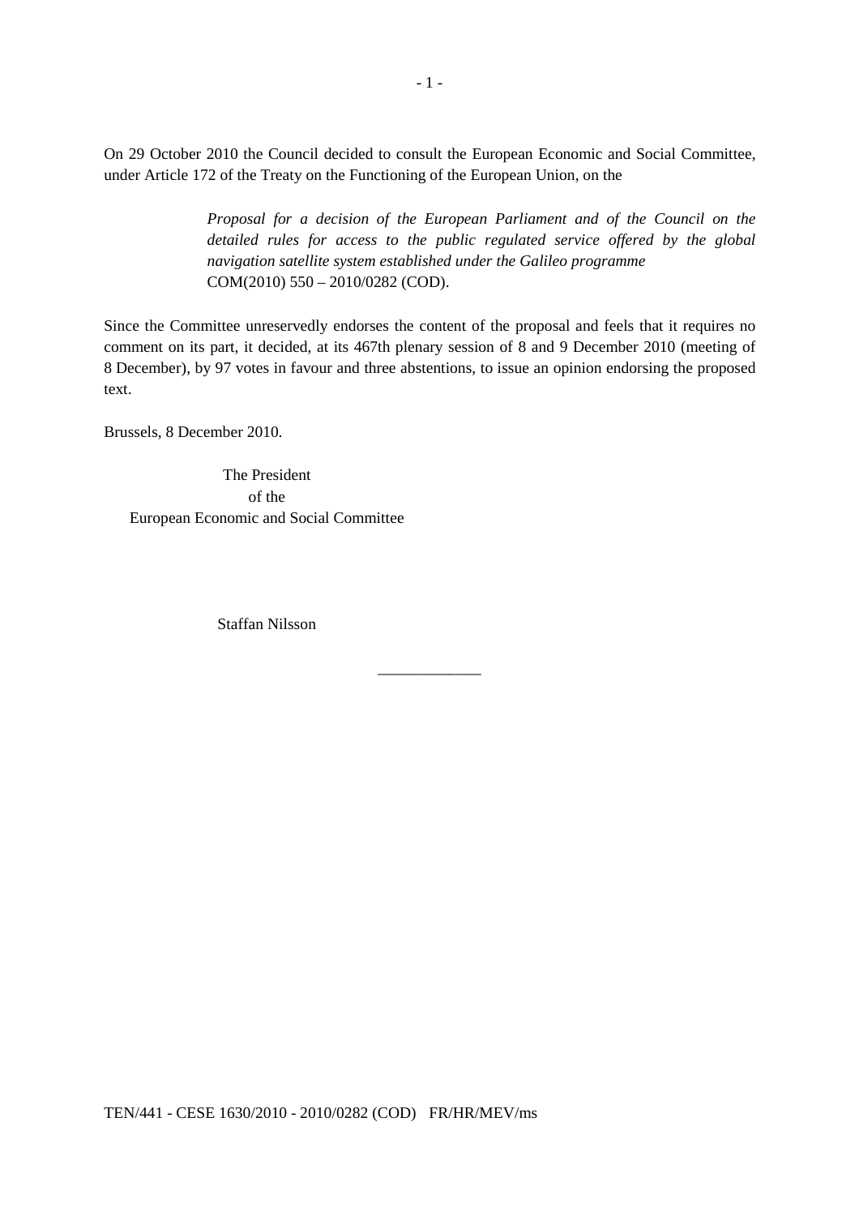On 29 October 2010 the Council decided to consult the European Economic and Social Committee, under Article 172 of the Treaty on the Functioning of the European Union, on the

> *Proposal for a decision of the European Parliament and of the Council on the detailed rules for access to the public regulated service offered by the global navigation satellite system established under the Galileo programme*
> COM(2010) 550 – 2010/0282 (COD).

Since the Committee unreservedly endorses the content of the proposal and feels that it requires no comment on its part, it decided, at its 467th plenary session of 8 and 9 December 2010 (meeting of 8 December), by 97 votes in favour and three abstentions, to issue an opinion endorsing the proposed text.

Brussels, 8 December 2010.

The President
of the
European Economic and Social Committee

Staffan Nilsson

_____________

TEN/441 - CESE 1630/2010 - 2010/0282 (COD) FR/HR/MEV/ms